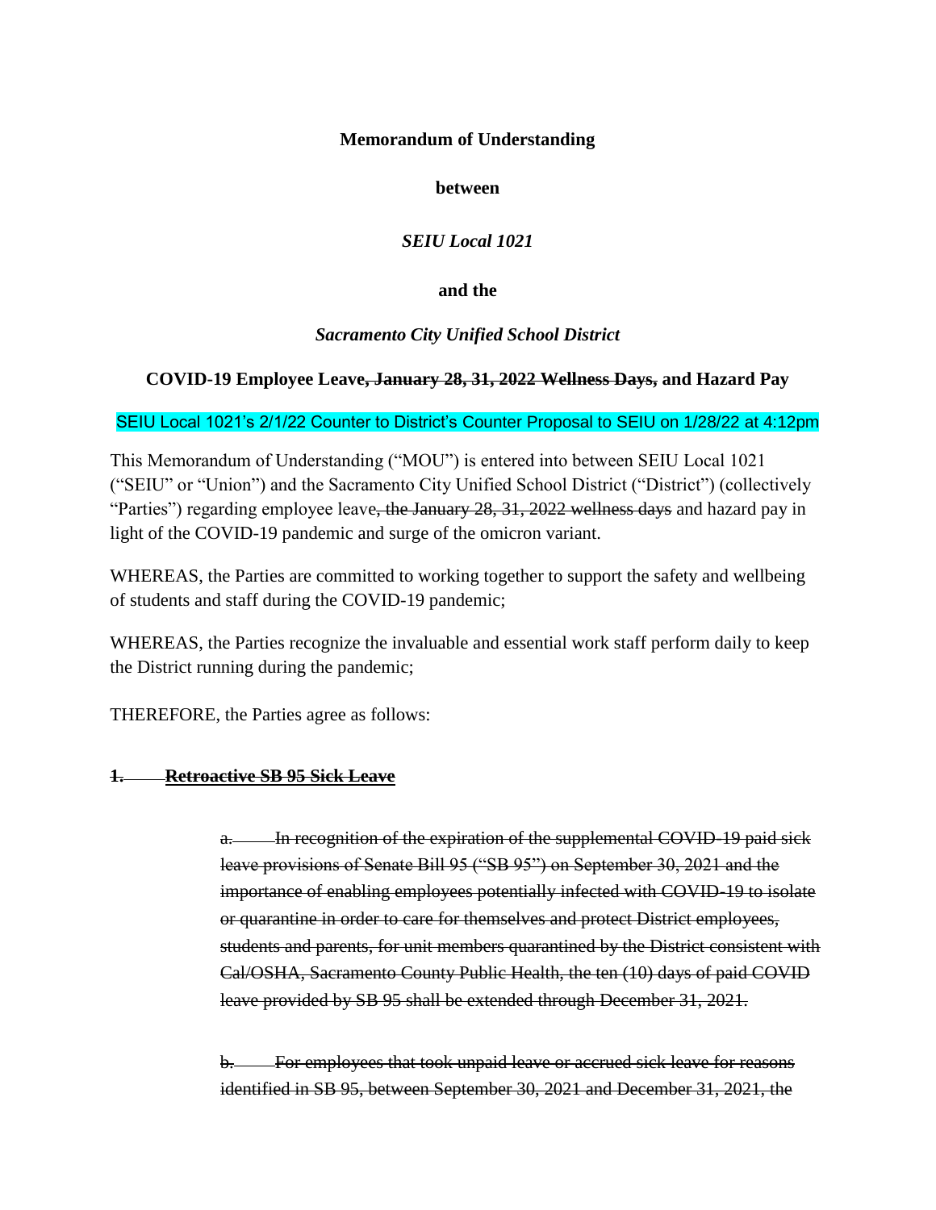**Memorandum of Understanding**

**between**

***SEIU Local 1021***

**and the**

***Sacramento City Unified School District***

**COVID-19 Employee Leave~~, January 28, 31, 2022 Wellness Days,~~ and Hazard Pay**

SEIU Local 1021's 2/1/22 Counter to District's Counter Proposal to SEIU on 1/28/22 at 4:12pm

This Memorandum of Understanding ("MOU") is entered into between SEIU Local 1021 ("SEIU" or "Union") and the Sacramento City Unified School District ("District") (collectively "Parties") regarding employee leave~~, the January 28, 31, 2022 wellness days~~ and hazard pay in light of the COVID-19 pandemic and surge of the omicron variant.

WHEREAS, the Parties are committed to working together to support the safety and wellbeing of students and staff during the COVID-19 pandemic;

WHEREAS, the Parties recognize the invaluable and essential work staff perform daily to keep the District running during the pandemic;

THEREFORE, the Parties agree as follows:

~~**1. Retroactive SB 95 Sick Leave**~~

> ~~a. In recognition of the expiration of the supplemental COVID-19 paid sick leave provisions of Senate Bill 95 ("SB 95") on September 30, 2021 and the importance of enabling employees potentially infected with COVID-19 to isolate or quarantine in order to care for themselves and protect District employees, students and parents, for unit members quarantined by the District consistent with Cal/OSHA, Sacramento County Public Health, the ten (10) days of paid COVID leave provided by SB 95 shall be extended through December 31, 2021.~~
>
> ~~b. For employees that took unpaid leave or accrued sick leave for reasons identified in SB 95, between September 30, 2021 and December 31, 2021, the~~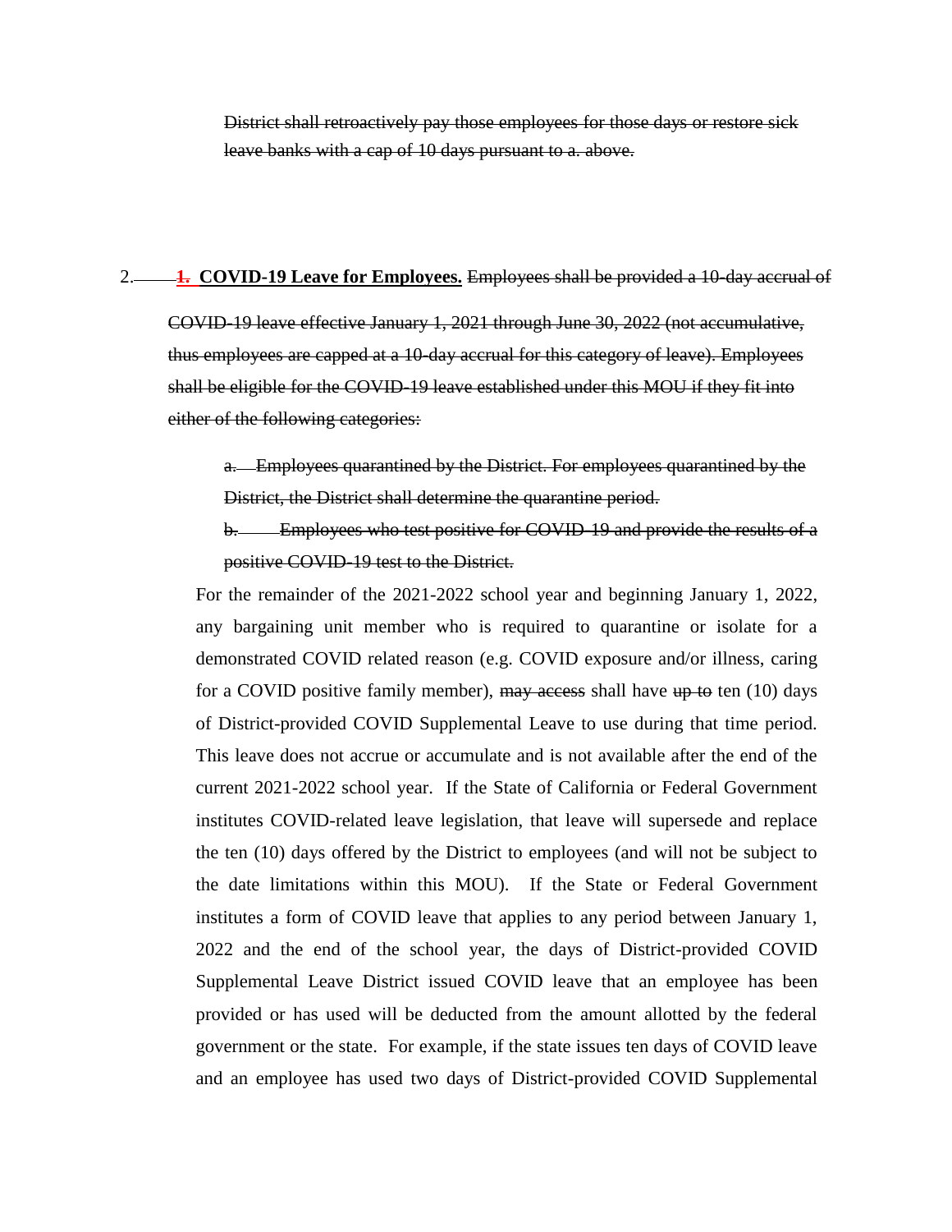~~District shall retroactively pay those employees for those days or restore sick leave banks with a cap of 10 days pursuant to a. above.~~

2. ~~1.~~ **COVID-19 Leave for Employees.** ~~Employees shall be provided a 10-day accrual of COVID-19 leave effective January 1, 2021 through June 30, 2022 (not accumulative, thus employees are capped at a 10-day accrual for this category of leave). Employees shall be eligible for the COVID-19 leave established under this MOU if they fit into either of the following categories:~~

~~a. Employees quarantined by the District. For employees quarantined by the District, the District shall determine the quarantine period.~~

~~b. Employees who test positive for COVID-19 and provide the results of a positive COVID-19 test to the District.~~

For the remainder of the 2021-2022 school year and beginning January 1, 2022, any bargaining unit member who is required to quarantine or isolate for a demonstrated COVID related reason (e.g. COVID exposure and/or illness, caring for a COVID positive family member), ~~may access~~ shall have ~~up to~~ ten (10) days of District-provided COVID Supplemental Leave to use during that time period. This leave does not accrue or accumulate and is not available after the end of the current 2021-2022 school year. If the State of California or Federal Government institutes COVID-related leave legislation, that leave will supersede and replace the ten (10) days offered by the District to employees (and will not be subject to the date limitations within this MOU). If the State or Federal Government institutes a form of COVID leave that applies to any period between January 1, 2022 and the end of the school year, the days of District-provided COVID Supplemental Leave District issued COVID leave that an employee has been provided or has used will be deducted from the amount allotted by the federal government or the state. For example, if the state issues ten days of COVID leave and an employee has used two days of District-provided COVID Supplemental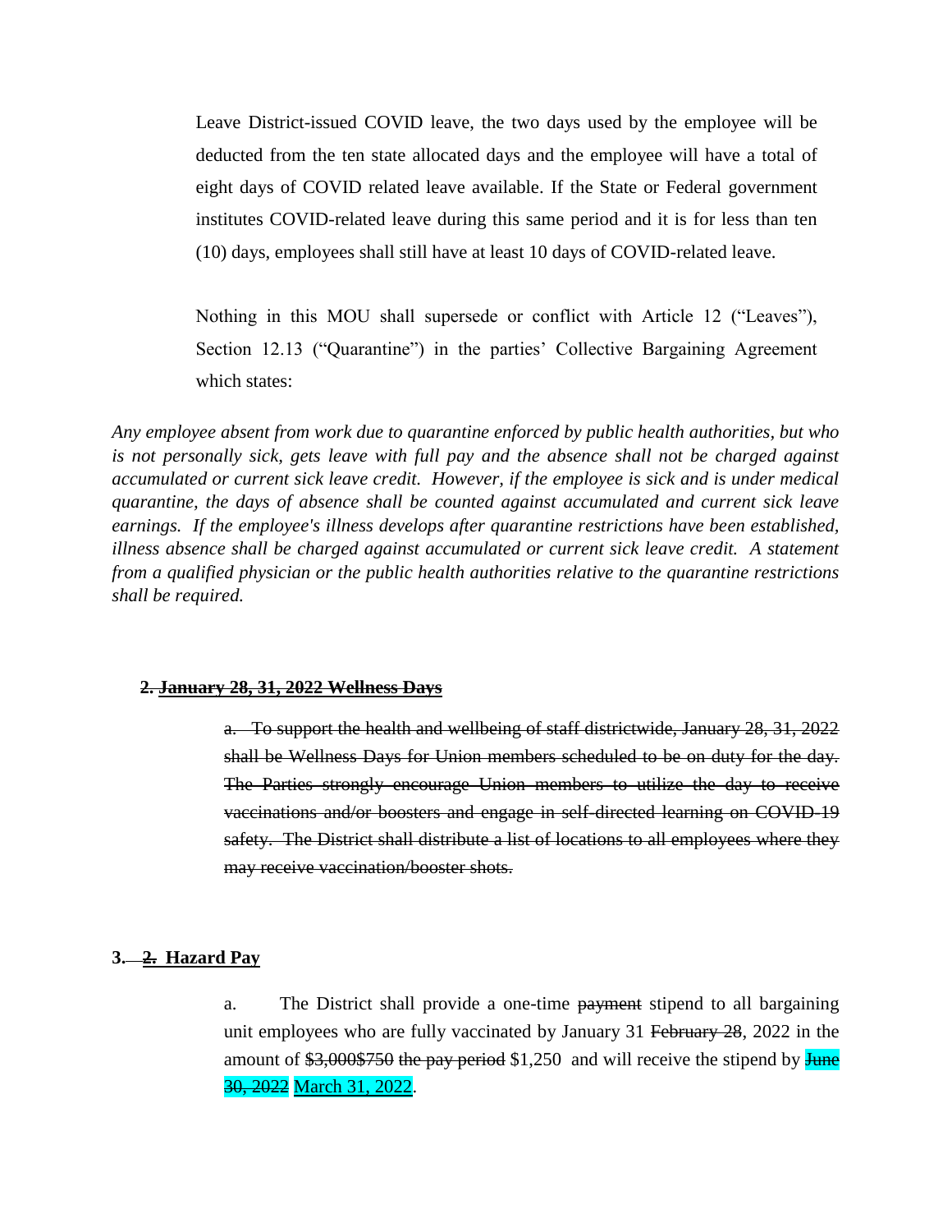Leave District-issued COVID leave, the two days used by the employee will be deducted from the ten state allocated days and the employee will have a total of eight days of COVID related leave available. If the State or Federal government institutes COVID-related leave during this same period and it is for less than ten (10) days, employees shall still have at least 10 days of COVID-related leave.

Nothing in this MOU shall supersede or conflict with Article 12 ("Leaves"), Section 12.13 ("Quarantine") in the parties' Collective Bargaining Agreement which states:

*Any employee absent from work due to quarantine enforced by public health authorities, but who is not personally sick, gets leave with full pay and the absence shall not be charged against accumulated or current sick leave credit. However, if the employee is sick and is under medical quarantine, the days of absence shall be counted against accumulated and current sick leave earnings. If the employee's illness develops after quarantine restrictions have been established, illness absence shall be charged against accumulated or current sick leave credit. A statement from a qualified physician or the public health authorities relative to the quarantine restrictions shall be required.*

**~~2. January 28, 31, 2022 Wellness Days~~**

~~a. To support the health and wellbeing of staff districtwide, January 28, 31, 2022 shall be Wellness Days for Union members scheduled to be on duty for the day. The Parties strongly encourage Union members to utilize the day to receive vaccinations and/or boosters and engage in self-directed learning on COVID-19 safety. The District shall distribute a list of locations to all employees where they may receive vaccination/booster shots.~~

**~~3.~~ 2. Hazard Pay**

a. The District shall provide a one-time ~~payment~~ stipend to all bargaining unit employees who are fully vaccinated by January 31 ~~February 28~~, 2022 in the amount of ~~$3,000$750 the pay period~~ $1,250 and will receive the stipend by ~~June 30, 2022~~ March 31, 2022.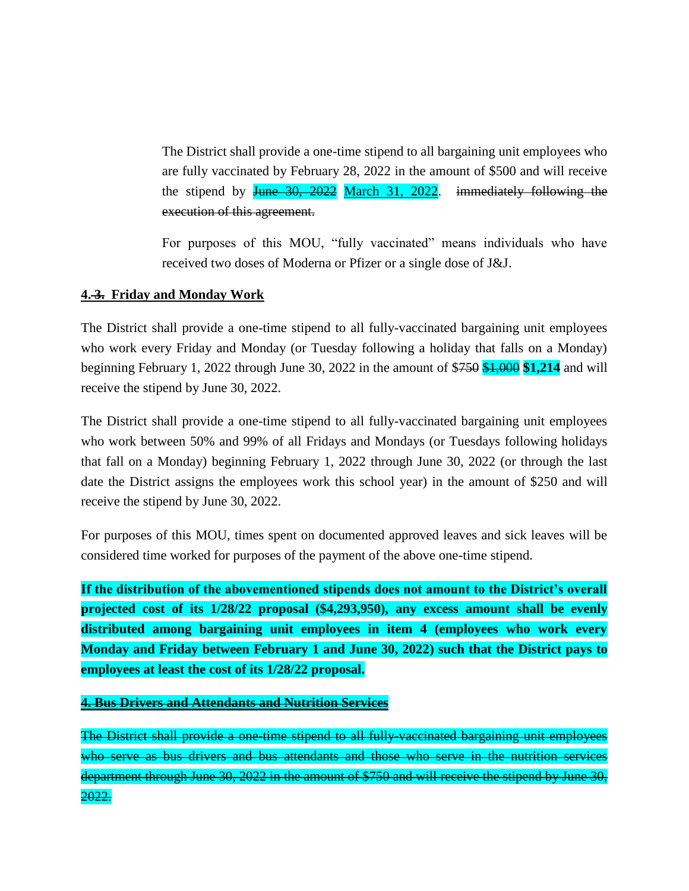The District shall provide a one-time stipend to all bargaining unit employees who are fully vaccinated by February 28, 2022 in the amount of $500 and will receive the stipend by ~~June 30, 2022~~ March 31, 2022. ~~immediately following the execution of this agreement.~~

For purposes of this MOU, "fully vaccinated" means individuals who have received two doses of Moderna or Pfizer or a single dose of J&J.

**4. ~~3.~~ Friday and Monday Work**

The District shall provide a one-time stipend to all fully-vaccinated bargaining unit employees who work every Friday and Monday (or Tuesday following a holiday that falls on a Monday) beginning February 1, 2022 through June 30, 2022 in the amount of $~~750~~ ~~$1,000~~ **$1,214** and will receive the stipend by June 30, 2022.

The District shall provide a one-time stipend to all fully-vaccinated bargaining unit employees who work between 50% and 99% of all Fridays and Mondays (or Tuesdays following holidays that fall on a Monday) beginning February 1, 2022 through June 30, 2022 (or through the last date the District assigns the employees work this school year) in the amount of $250 and will receive the stipend by June 30, 2022.

For purposes of this MOU, times spent on documented approved leaves and sick leaves will be considered time worked for purposes of the payment of the above one-time stipend.

**If the distribution of the abovementioned stipends does not amount to the District's overall projected cost of its 1/28/22 proposal ($4,293,950), any excess amount shall be evenly distributed among bargaining unit employees in item 4 (employees who work every Monday and Friday between February 1 and June 30, 2022) such that the District pays to employees at least the cost of its 1/28/22 proposal.**

~~**4. Bus Drivers and Attendants and Nutrition Services**~~

~~The District shall provide a one-time stipend to all fully-vaccinated bargaining unit employees who serve as bus drivers and bus attendants and those who serve in the nutrition services department through June 30, 2022 in the amount of $750 and will receive the stipend by June 30, 2022.~~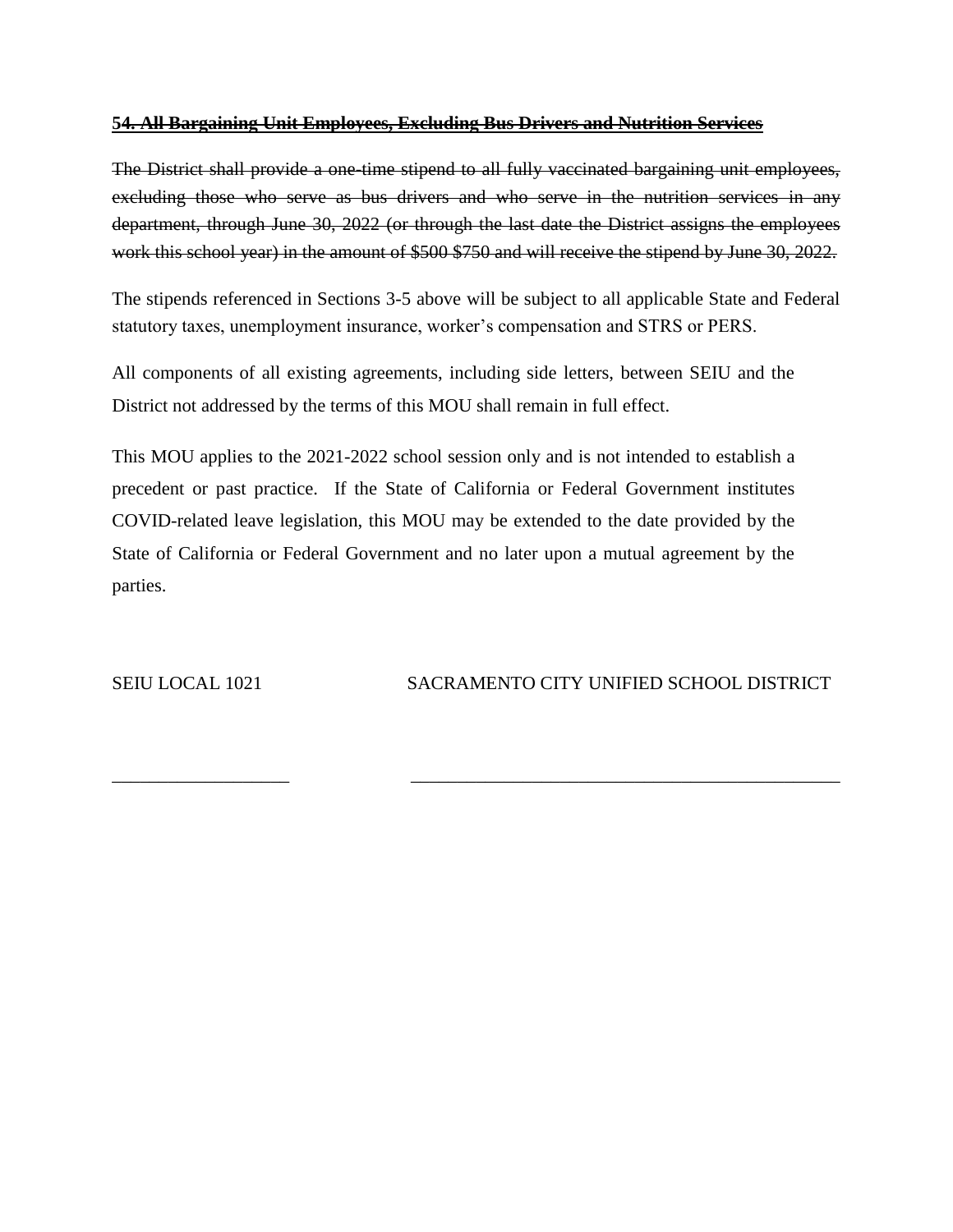**~~54. All Bargaining Unit Employees, Excluding Bus Drivers and Nutrition Services~~**

~~The District shall provide a one-time stipend to all fully vaccinated bargaining unit employees, excluding those who serve as bus drivers and who serve in the nutrition services in any department, through June 30, 2022 (or through the last date the District assigns the employees work this school year) in the amount of $500 $750 and will receive the stipend by June 30, 2022.~~

The stipends referenced in Sections 3-5 above will be subject to all applicable State and Federal statutory taxes, unemployment insurance, worker's compensation and STRS or PERS.

All components of all existing agreements, including side letters, between SEIU and the District not addressed by the terms of this MOU shall remain in full effect.

This MOU applies to the 2021-2022 school session only and is not intended to establish a precedent or past practice. If the State of California or Federal Government institutes COVID-related leave legislation, this MOU may be extended to the date provided by the State of California or Federal Government and no later upon a mutual agreement by the parties.

SEIU LOCAL 1021 SACRAMENTO CITY UNIFIED SCHOOL DISTRICT

\_\_\_\_\_\_\_\_\_\_\_\_\_\_\_\_\_\_\_\_ \_\_\_\_\_\_\_\_\_\_\_\_\_\_\_\_\_\_\_\_\_\_\_\_\_\_\_\_\_\_\_\_\_\_\_\_\_\_\_\_\_\_\_\_\_\_\_\_